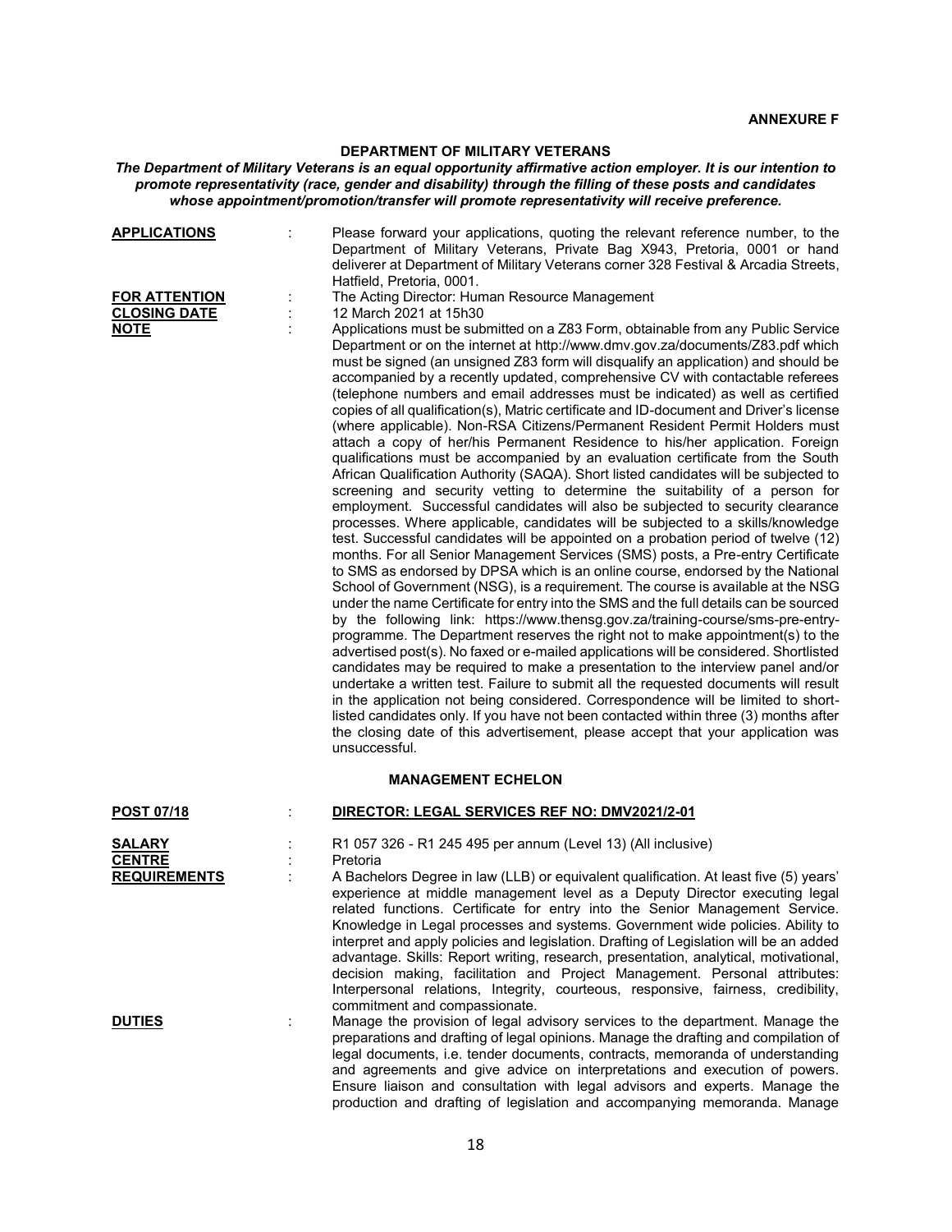**ANNEXURE F**

## DEPARTMENT OF MILITARY VETERANS

***The Department of Military Veterans is an equal opportunity affirmative action employer. It is our intention to promote representativity (race, gender and disability) through the filling of these posts and candidates whose appointment/promotion/transfer will promote representativity will receive preference.***

**APPLICATIONS** : Please forward your applications, quoting the relevant reference number, to the Department of Military Veterans, Private Bag X943, Pretoria, 0001 or hand deliverer at Department of Military Veterans corner 328 Festival & Arcadia Streets, Hatfield, Pretoria, 0001.

**FOR ATTENTION** : The Acting Director: Human Resource Management

**CLOSING DATE** : 12 March 2021 at 15h30

**NOTE** : Applications must be submitted on a Z83 Form, obtainable from any Public Service Department or on the internet at http://www.dmv.gov.za/documents/Z83.pdf which must be signed (an unsigned Z83 form will disqualify an application) and should be accompanied by a recently updated, comprehensive CV with contactable referees (telephone numbers and email addresses must be indicated) as well as certified copies of all qualification(s), Matric certificate and ID-document and Driver's license (where applicable). Non-RSA Citizens/Permanent Resident Permit Holders must attach a copy of her/his Permanent Residence to his/her application. Foreign qualifications must be accompanied by an evaluation certificate from the South African Qualification Authority (SAQA). Short listed candidates will be subjected to screening and security vetting to determine the suitability of a person for employment. Successful candidates will also be subjected to security clearance processes. Where applicable, candidates will be subjected to a skills/knowledge test. Successful candidates will be appointed on a probation period of twelve (12) months. For all Senior Management Services (SMS) posts, a Pre-entry Certificate to SMS as endorsed by DPSA which is an online course, endorsed by the National School of Government (NSG), is a requirement. The course is available at the NSG under the name Certificate for entry into the SMS and the full details can be sourced by the following link: https://www.thensg.gov.za/training-course/sms-pre-entry-programme. The Department reserves the right not to make appointment(s) to the advertised post(s). No faxed or e-mailed applications will be considered. Shortlisted candidates may be required to make a presentation to the interview panel and/or undertake a written test. Failure to submit all the requested documents will result in the application not being considered. Correspondence will be limited to short-listed candidates only. If you have not been contacted within three (3) months after the closing date of this advertisement, please accept that your application was unsuccessful.

### MANAGEMENT ECHELON

**POST 07/18** : **DIRECTOR: LEGAL SERVICES REF NO: DMV2021/2-01**

**SALARY** : R1 057 326 - R1 245 495 per annum (Level 13) (All inclusive)

**CENTRE** : Pretoria

**REQUIREMENTS** : A Bachelors Degree in law (LLB) or equivalent qualification. At least five (5) years' experience at middle management level as a Deputy Director executing legal related functions. Certificate for entry into the Senior Management Service. Knowledge in Legal processes and systems. Government wide policies. Ability to interpret and apply policies and legislation. Drafting of Legislation will be an added advantage. Skills: Report writing, research, presentation, analytical, motivational, decision making, facilitation and Project Management. Personal attributes: Interpersonal relations, Integrity, courteous, responsive, fairness, credibility, commitment and compassionate.

**DUTIES** : Manage the provision of legal advisory services to the department. Manage the preparations and drafting of legal opinions. Manage the drafting and compilation of legal documents, i.e. tender documents, contracts, memoranda of understanding and agreements and give advice on interpretations and execution of powers. Ensure liaison and consultation with legal advisors and experts. Manage the production and drafting of legislation and accompanying memoranda. Manage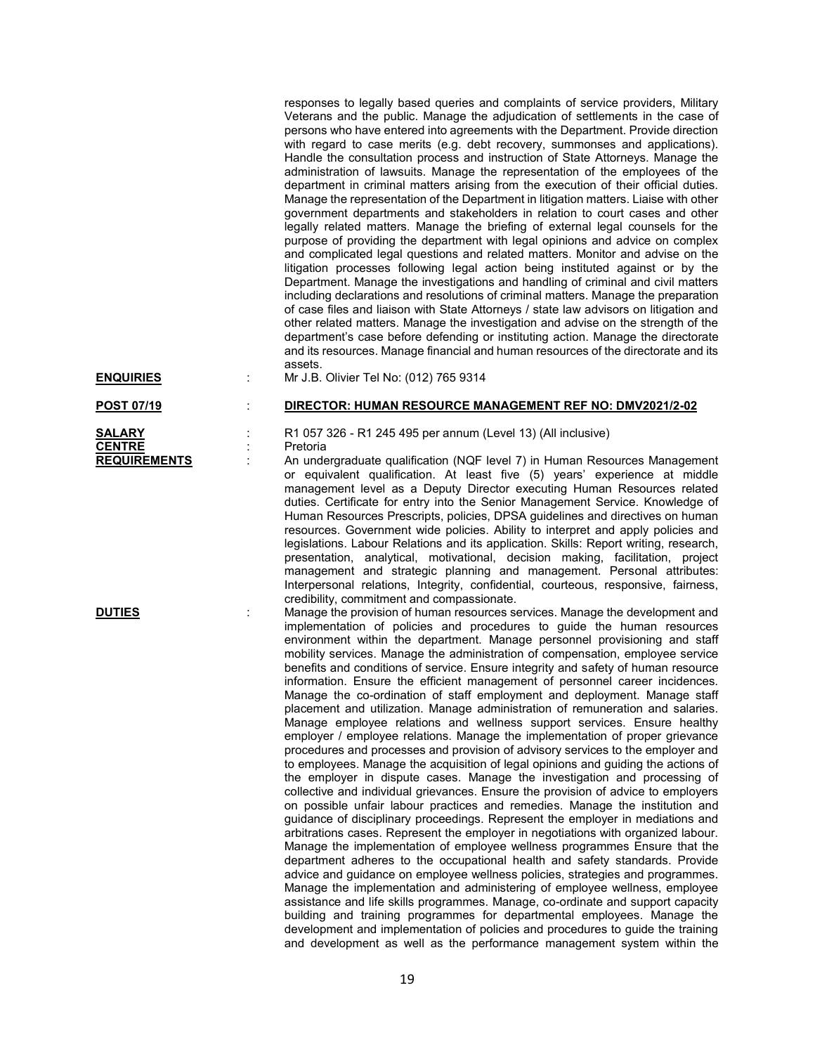responses to legally based queries and complaints of service providers, Military Veterans and the public. Manage the adjudication of settlements in the case of persons who have entered into agreements with the Department. Provide direction with regard to case merits (e.g. debt recovery, summonses and applications). Handle the consultation process and instruction of State Attorneys. Manage the administration of lawsuits. Manage the representation of the employees of the department in criminal matters arising from the execution of their official duties. Manage the representation of the Department in litigation matters. Liaise with other government departments and stakeholders in relation to court cases and other legally related matters. Manage the briefing of external legal counsels for the purpose of providing the department with legal opinions and advice on complex and complicated legal questions and related matters. Monitor and advise on the litigation processes following legal action being instituted against or by the Department. Manage the investigations and handling of criminal and civil matters including declarations and resolutions of criminal matters. Manage the preparation of case files and liaison with State Attorneys / state law advisors on litigation and other related matters. Manage the investigation and advise on the strength of the department's case before defending or instituting action. Manage the directorate and its resources. Manage financial and human resources of the directorate and its assets.

**ENQUIRIES** : Mr J.B. Olivier Tel No: (012) 765 9314

**POST 07/19** : **DIRECTOR: HUMAN RESOURCE MANAGEMENT REF NO: DMV2021/2-02**

**SALARY** : R1 057 326 - R1 245 495 per annum (Level 13) (All inclusive)

**CENTRE** : Pretoria

**REQUIREMENTS** : An undergraduate qualification (NQF level 7) in Human Resources Management or equivalent qualification. At least five (5) years' experience at middle management level as a Deputy Director executing Human Resources related duties. Certificate for entry into the Senior Management Service. Knowledge of Human Resources Prescripts, policies, DPSA guidelines and directives on human resources. Government wide policies. Ability to interpret and apply policies and legislations. Labour Relations and its application. Skills: Report writing, research, presentation, analytical, motivational, decision making, facilitation, project management and strategic planning and management. Personal attributes: Interpersonal relations, Integrity, confidential, courteous, responsive, fairness, credibility, commitment and compassionate.

**DUTIES** : Manage the provision of human resources services. Manage the development and implementation of policies and procedures to guide the human resources environment within the department. Manage personnel provisioning and staff mobility services. Manage the administration of compensation, employee service benefits and conditions of service. Ensure integrity and safety of human resource information. Ensure the efficient management of personnel career incidences. Manage the co-ordination of staff employment and deployment. Manage staff placement and utilization. Manage administration of remuneration and salaries. Manage employee relations and wellness support services. Ensure healthy employer / employee relations. Manage the implementation of proper grievance procedures and processes and provision of advisory services to the employer and to employees. Manage the acquisition of legal opinions and guiding the actions of the employer in dispute cases. Manage the investigation and processing of collective and individual grievances. Ensure the provision of advice to employers on possible unfair labour practices and remedies. Manage the institution and guidance of disciplinary proceedings. Represent the employer in mediations and arbitrations cases. Represent the employer in negotiations with organized labour. Manage the implementation of employee wellness programmes Ensure that the department adheres to the occupational health and safety standards. Provide advice and guidance on employee wellness policies, strategies and programmes. Manage the implementation and administering of employee wellness, employee assistance and life skills programmes. Manage, co-ordinate and support capacity building and training programmes for departmental employees. Manage the development and implementation of policies and procedures to guide the training and development as well as the performance management system within the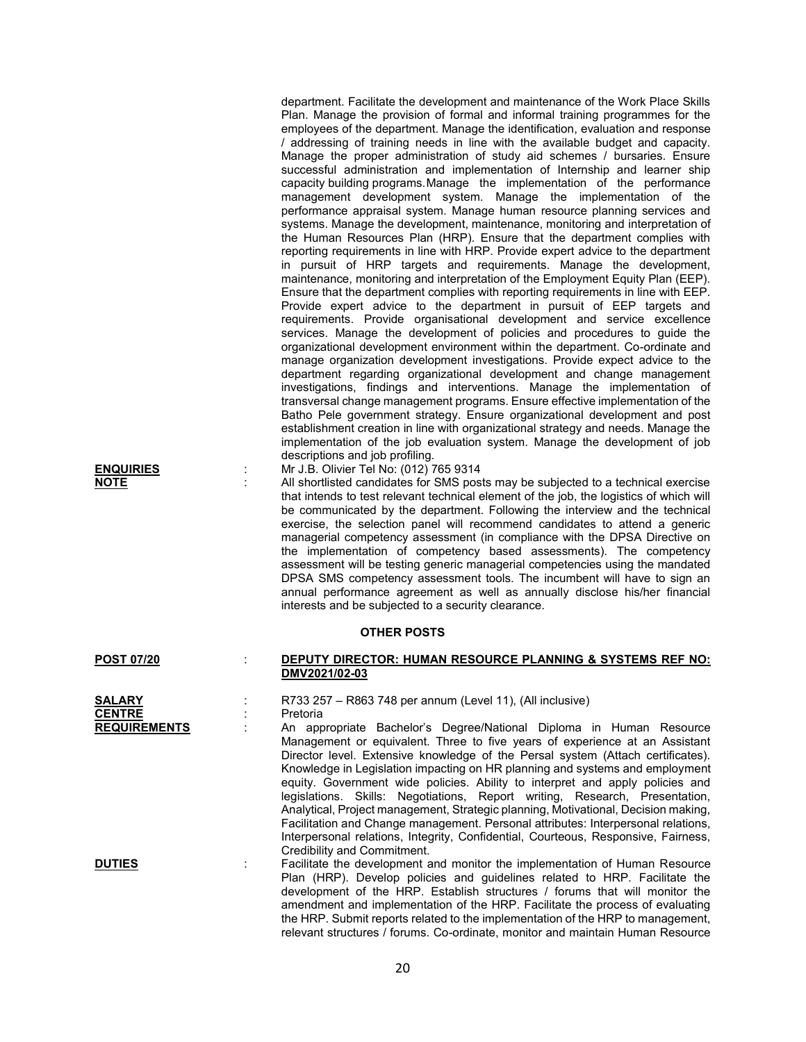department. Facilitate the development and maintenance of the Work Place Skills Plan. Manage the provision of formal and informal training programmes for the employees of the department. Manage the identification, evaluation and response / addressing of training needs in line with the available budget and capacity. Manage the proper administration of study aid schemes / bursaries. Ensure successful administration and implementation of Internship and learner ship capacity building programs. Manage the implementation of the performance management development system. Manage the implementation of the performance appraisal system. Manage human resource planning services and systems. Manage the development, maintenance, monitoring and interpretation of the Human Resources Plan (HRP). Ensure that the department complies with reporting requirements in line with HRP. Provide expert advice to the department in pursuit of HRP targets and requirements. Manage the development, maintenance, monitoring and interpretation of the Employment Equity Plan (EEP). Ensure that the department complies with reporting requirements in line with EEP. Provide expert advice to the department in pursuit of EEP targets and requirements. Provide organisational development and service excellence services. Manage the development of policies and procedures to guide the organizational development environment within the department. Co-ordinate and manage organization development investigations. Provide expect advice to the department regarding organizational development and change management investigations, findings and interventions. Manage the implementation of transversal change management programs. Ensure effective implementation of the Batho Pele government strategy. Ensure organizational development and post establishment creation in line with organizational strategy and needs. Manage the implementation of the job evaluation system. Manage the development of job descriptions and job profiling.

**ENQUIRIES** : Mr J.B. Olivier Tel No: (012) 765 9314

**NOTE** : All shortlisted candidates for SMS posts may be subjected to a technical exercise that intends to test relevant technical element of the job, the logistics of which will be communicated by the department. Following the interview and the technical exercise, the selection panel will recommend candidates to attend a generic managerial competency assessment (in compliance with the DPSA Directive on the implementation of competency based assessments). The competency assessment will be testing generic managerial competencies using the mandated DPSA SMS competency assessment tools. The incumbent will have to sign an annual performance agreement as well as annually disclose his/her financial interests and be subjected to a security clearance.

## OTHER POSTS

**POST 07/20** : **DEPUTY DIRECTOR: HUMAN RESOURCE PLANNING & SYSTEMS REF NO: DMV2021/02-03**

**SALARY** : R733 257 – R863 748 per annum (Level 11), (All inclusive)

**CENTRE** : Pretoria

**REQUIREMENTS** : An appropriate Bachelor's Degree/National Diploma in Human Resource Management or equivalent. Three to five years of experience at an Assistant Director level. Extensive knowledge of the Persal system (Attach certificates). Knowledge in Legislation impacting on HR planning and systems and employment equity. Government wide policies. Ability to interpret and apply policies and legislations. Skills: Negotiations, Report writing, Research, Presentation, Analytical, Project management, Strategic planning, Motivational, Decision making, Facilitation and Change management. Personal attributes: Interpersonal relations, Interpersonal relations, Integrity, Confidential, Courteous, Responsive, Fairness, Credibility and Commitment.

**DUTIES** : Facilitate the development and monitor the implementation of Human Resource Plan (HRP). Develop policies and guidelines related to HRP. Facilitate the development of the HRP. Establish structures / forums that will monitor the amendment and implementation of the HRP. Facilitate the process of evaluating the HRP. Submit reports related to the implementation of the HRP to management, relevant structures / forums. Co-ordinate, monitor and maintain Human Resource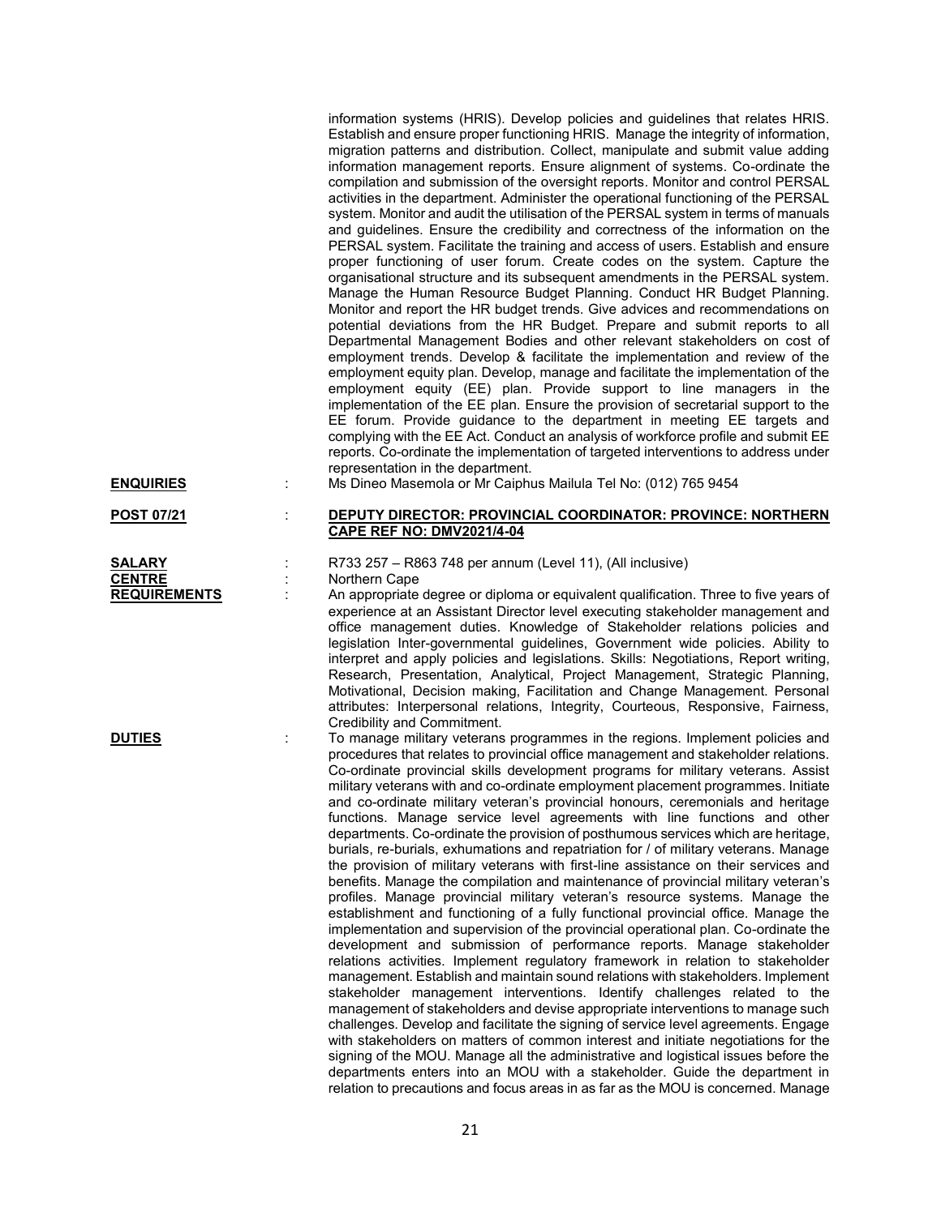information systems (HRIS). Develop policies and guidelines that relates HRIS. Establish and ensure proper functioning HRIS. Manage the integrity of information, migration patterns and distribution. Collect, manipulate and submit value adding information management reports. Ensure alignment of systems. Co-ordinate the compilation and submission of the oversight reports. Monitor and control PERSAL activities in the department. Administer the operational functioning of the PERSAL system. Monitor and audit the utilisation of the PERSAL system in terms of manuals and guidelines. Ensure the credibility and correctness of the information on the PERSAL system. Facilitate the training and access of users. Establish and ensure proper functioning of user forum. Create codes on the system. Capture the organisational structure and its subsequent amendments in the PERSAL system. Manage the Human Resource Budget Planning. Conduct HR Budget Planning. Monitor and report the HR budget trends. Give advices and recommendations on potential deviations from the HR Budget. Prepare and submit reports to all Departmental Management Bodies and other relevant stakeholders on cost of employment trends. Develop & facilitate the implementation and review of the employment equity plan. Develop, manage and facilitate the implementation of the employment equity (EE) plan. Provide support to line managers in the implementation of the EE plan. Ensure the provision of secretarial support to the EE forum. Provide guidance to the department in meeting EE targets and complying with the EE Act. Conduct an analysis of workforce profile and submit EE reports. Co-ordinate the implementation of targeted interventions to address under representation in the department.

**ENQUIRIES** : Ms Dineo Masemola or Mr Caiphus Mailula Tel No: (012) 765 9454

**POST 07/21** : **DEPUTY DIRECTOR: PROVINCIAL COORDINATOR: PROVINCE: NORTHERN CAPE REF NO: DMV2021/4-04**

**SALARY** : R733 257 – R863 748 per annum (Level 11), (All inclusive)

**CENTRE** : Northern Cape

**REQUIREMENTS** : An appropriate degree or diploma or equivalent qualification. Three to five years of experience at an Assistant Director level executing stakeholder management and office management duties. Knowledge of Stakeholder relations policies and legislation Inter-governmental guidelines, Government wide policies. Ability to interpret and apply policies and legislations. Skills: Negotiations, Report writing, Research, Presentation, Analytical, Project Management, Strategic Planning, Motivational, Decision making, Facilitation and Change Management. Personal attributes: Interpersonal relations, Integrity, Courteous, Responsive, Fairness, Credibility and Commitment.

**DUTIES** : To manage military veterans programmes in the regions. Implement policies and procedures that relates to provincial office management and stakeholder relations. Co-ordinate provincial skills development programs for military veterans. Assist military veterans with and co-ordinate employment placement programmes. Initiate and co-ordinate military veteran's provincial honours, ceremonials and heritage functions. Manage service level agreements with line functions and other departments. Co-ordinate the provision of posthumous services which are heritage, burials, re-burials, exhumations and repatriation for / of military veterans. Manage the provision of military veterans with first-line assistance on their services and benefits. Manage the compilation and maintenance of provincial military veteran's profiles. Manage provincial military veteran's resource systems. Manage the establishment and functioning of a fully functional provincial office. Manage the implementation and supervision of the provincial operational plan. Co-ordinate the development and submission of performance reports. Manage stakeholder relations activities. Implement regulatory framework in relation to stakeholder management. Establish and maintain sound relations with stakeholders. Implement stakeholder management interventions. Identify challenges related to the management of stakeholders and devise appropriate interventions to manage such challenges. Develop and facilitate the signing of service level agreements. Engage with stakeholders on matters of common interest and initiate negotiations for the signing of the MOU. Manage all the administrative and logistical issues before the departments enters into an MOU with a stakeholder. Guide the department in relation to precautions and focus areas in as far as the MOU is concerned. Manage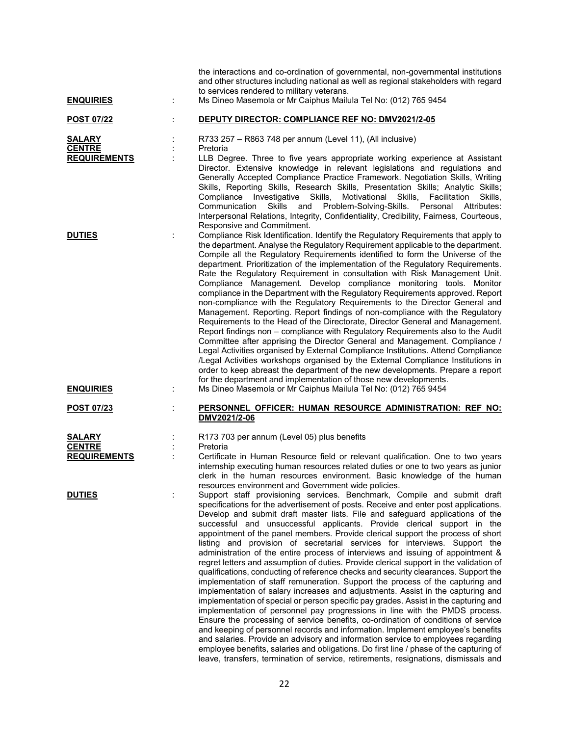the interactions and co-ordination of governmental, non-governmental institutions and other structures including national as well as regional stakeholders with regard to services rendered to military veterans.

**ENQUIRIES** : Ms Dineo Masemola or Mr Caiphus Mailula Tel No: (012) 765 9454

**POST 07/22** : **DEPUTY DIRECTOR: COMPLIANCE REF NO: DMV2021/2-05**

**SALARY** : R733 257 – R863 748 per annum (Level 11), (All inclusive)

**CENTRE** : Pretoria

**REQUIREMENTS** : LLB Degree. Three to five years appropriate working experience at Assistant Director. Extensive knowledge in relevant legislations and regulations and Generally Accepted Compliance Practice Framework. Negotiation Skills, Writing Skills, Reporting Skills, Research Skills, Presentation Skills; Analytic Skills; Compliance Investigative Skills, Motivational Skills, Facilitation Skills, Communication Skills and Problem-Solving-Skills. Personal Attributes: Interpersonal Relations, Integrity, Confidentiality, Credibility, Fairness, Courteous, Responsive and Commitment.

**DUTIES** : Compliance Risk Identification. Identify the Regulatory Requirements that apply to the department. Analyse the Regulatory Requirement applicable to the department. Compile all the Regulatory Requirements identified to form the Universe of the department. Prioritization of the implementation of the Regulatory Requirements. Rate the Regulatory Requirement in consultation with Risk Management Unit. Compliance Management. Develop compliance monitoring tools. Monitor compliance in the Department with the Regulatory Requirements approved. Report non-compliance with the Regulatory Requirements to the Director General and Management. Reporting. Report findings of non-compliance with the Regulatory Requirements to the Head of the Directorate, Director General and Management. Report findings non – compliance with Regulatory Requirements also to the Audit Committee after apprising the Director General and Management. Compliance / Legal Activities organised by External Compliance Institutions. Attend Compliance /Legal Activities workshops organised by the External Compliance Institutions in order to keep abreast the department of the new developments. Prepare a report for the department and implementation of those new developments.

**ENQUIRIES** : Ms Dineo Masemola or Mr Caiphus Mailula Tel No: (012) 765 9454

**POST 07/23** : **PERSONNEL OFFICER: HUMAN RESOURCE ADMINISTRATION: REF NO: DMV2021/2-06**

**SALARY** : R173 703 per annum (Level 05) plus benefits

**CENTRE** : Pretoria

**REQUIREMENTS** : Certificate in Human Resource field or relevant qualification. One to two years internship executing human resources related duties or one to two years as junior clerk in the human resources environment. Basic knowledge of the human resources environment and Government wide policies.

**DUTIES** : Support staff provisioning services. Benchmark, Compile and submit draft specifications for the advertisement of posts. Receive and enter post applications. Develop and submit draft master lists. File and safeguard applications of the successful and unsuccessful applicants. Provide clerical support in the appointment of the panel members. Provide clerical support the process of short listing and provision of secretarial services for interviews. Support the administration of the entire process of interviews and issuing of appointment & regret letters and assumption of duties. Provide clerical support in the validation of qualifications, conducting of reference checks and security clearances. Support the implementation of staff remuneration. Support the process of the capturing and implementation of salary increases and adjustments. Assist in the capturing and implementation of special or person specific pay grades. Assist in the capturing and implementation of personnel pay progressions in line with the PMDS process. Ensure the processing of service benefits, co-ordination of conditions of service and keeping of personnel records and information. Implement employee's benefits and salaries. Provide an advisory and information service to employees regarding employee benefits, salaries and obligations. Do first line / phase of the capturing of leave, transfers, termination of service, retirements, resignations, dismissals and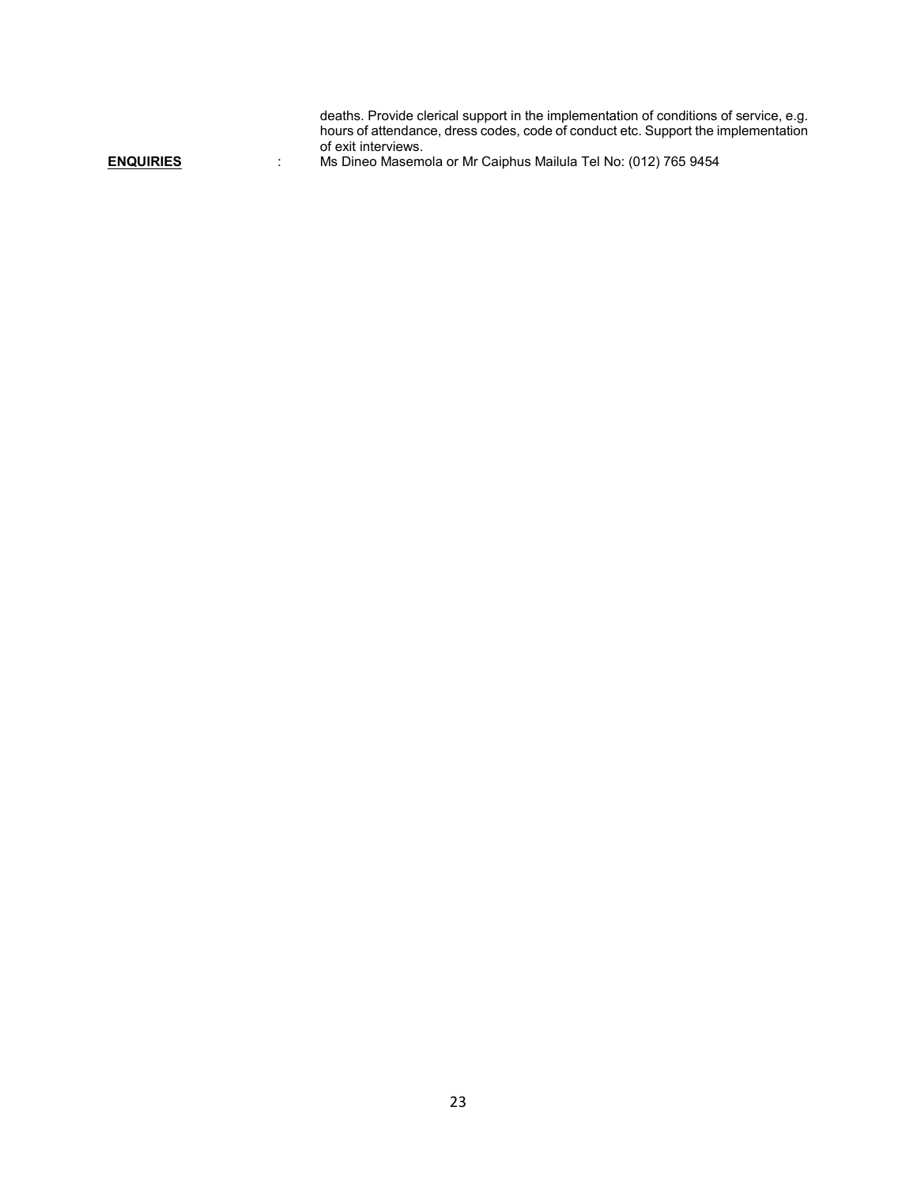deaths. Provide clerical support in the implementation of conditions of service, e.g. hours of attendance, dress codes, code of conduct etc. Support the implementation of exit interviews.

**ENQUIRIES** : Ms Dineo Masemola or Mr Caiphus Mailula Tel No: (012) 765 9454